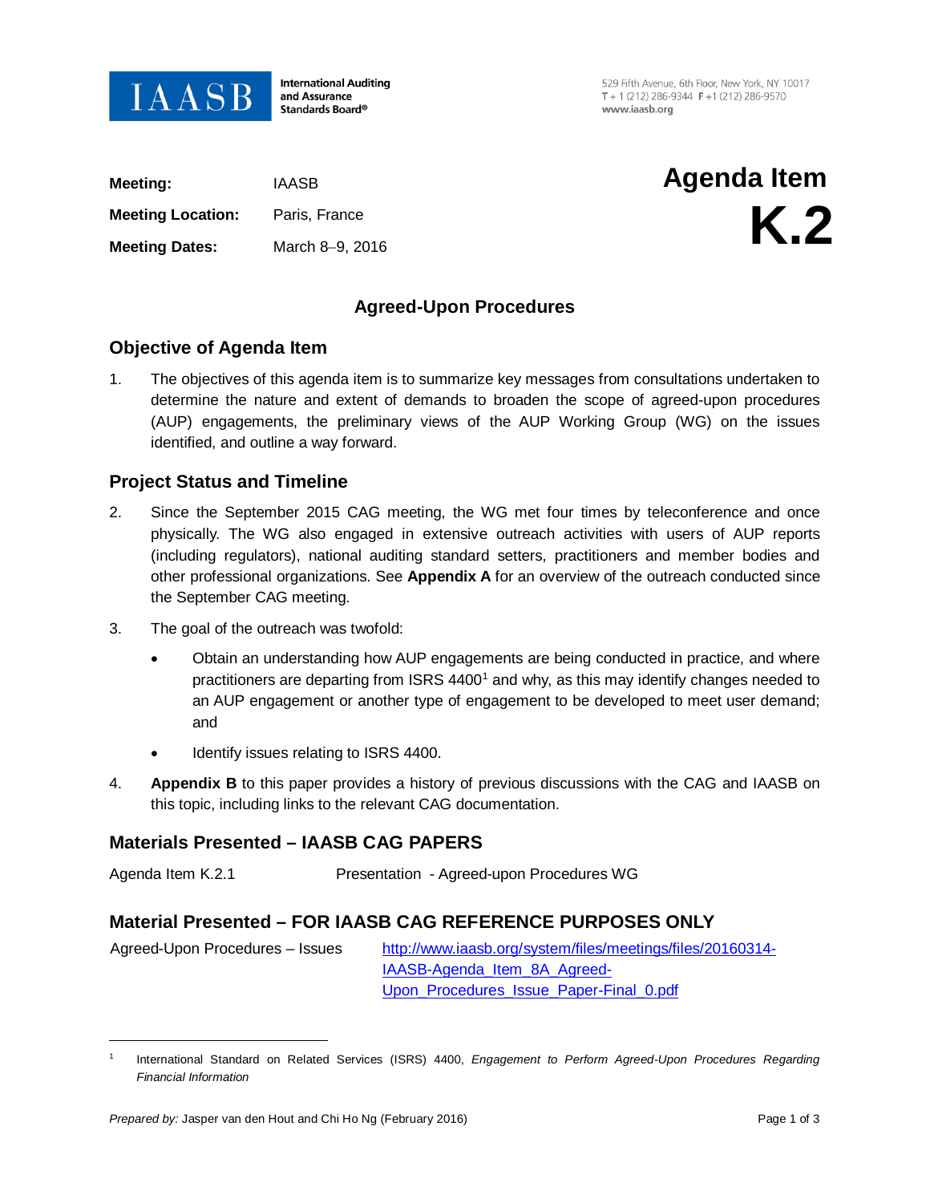IAASB International Auditing and Assurance Standards Board®

529 Fifth Avenue, 6th Floor, New York, NY 10017
T + 1 (212) 286-9344 F +1 (212) 286-9570
www.iaasb.org

| | |
|---|---|
| **Meeting:** | IAASB |
| **Meeting Location:** | Paris, France |
| **Meeting Dates:** | March 8–9, 2016 |

# Agenda Item K.2

## Agreed-Upon Procedures

### Objective of Agenda Item

1. The objectives of this agenda item is to summarize key messages from consultations undertaken to determine the nature and extent of demands to broaden the scope of agreed-upon procedures (AUP) engagements, the preliminary views of the AUP Working Group (WG) on the issues identified, and outline a way forward.

### Project Status and Timeline

2. Since the September 2015 CAG meeting, the WG met four times by teleconference and once physically. The WG also engaged in extensive outreach activities with users of AUP reports (including regulators), national auditing standard setters, practitioners and member bodies and other professional organizations. See **Appendix A** for an overview of the outreach conducted since the September CAG meeting.

3. The goal of the outreach was twofold:

   - Obtain an understanding how AUP engagements are being conducted in practice, and where practitioners are departing from ISRS 4400[1] and why, as this may identify changes needed to an AUP engagement or another type of engagement to be developed to meet user demand; and

   - Identify issues relating to ISRS 4400.

4. **Appendix B** to this paper provides a history of previous discussions with the CAG and IAASB on this topic, including links to the relevant CAG documentation.

### Materials Presented – IAASB CAG PAPERS

| | |
|---|---|
| Agenda Item K.2.1 | Presentation - Agreed-upon Procedures WG |

### Material Presented – FOR IAASB CAG REFERENCE PURPOSES ONLY

| | |
|---|---|
| Agreed-Upon Procedures – Issues | http://www.iaasb.org/system/files/meetings/files/20160314-IAASB-Agenda_Item_8A_Agreed-Upon_Procedures_Issue_Paper-Final_0.pdf |

---

[1] International Standard on Related Services (ISRS) 4400, *Engagement to Perform Agreed-Upon Procedures Regarding Financial Information*

*Prepared by:* Jasper van den Hout and Chi Ho Ng (February 2016)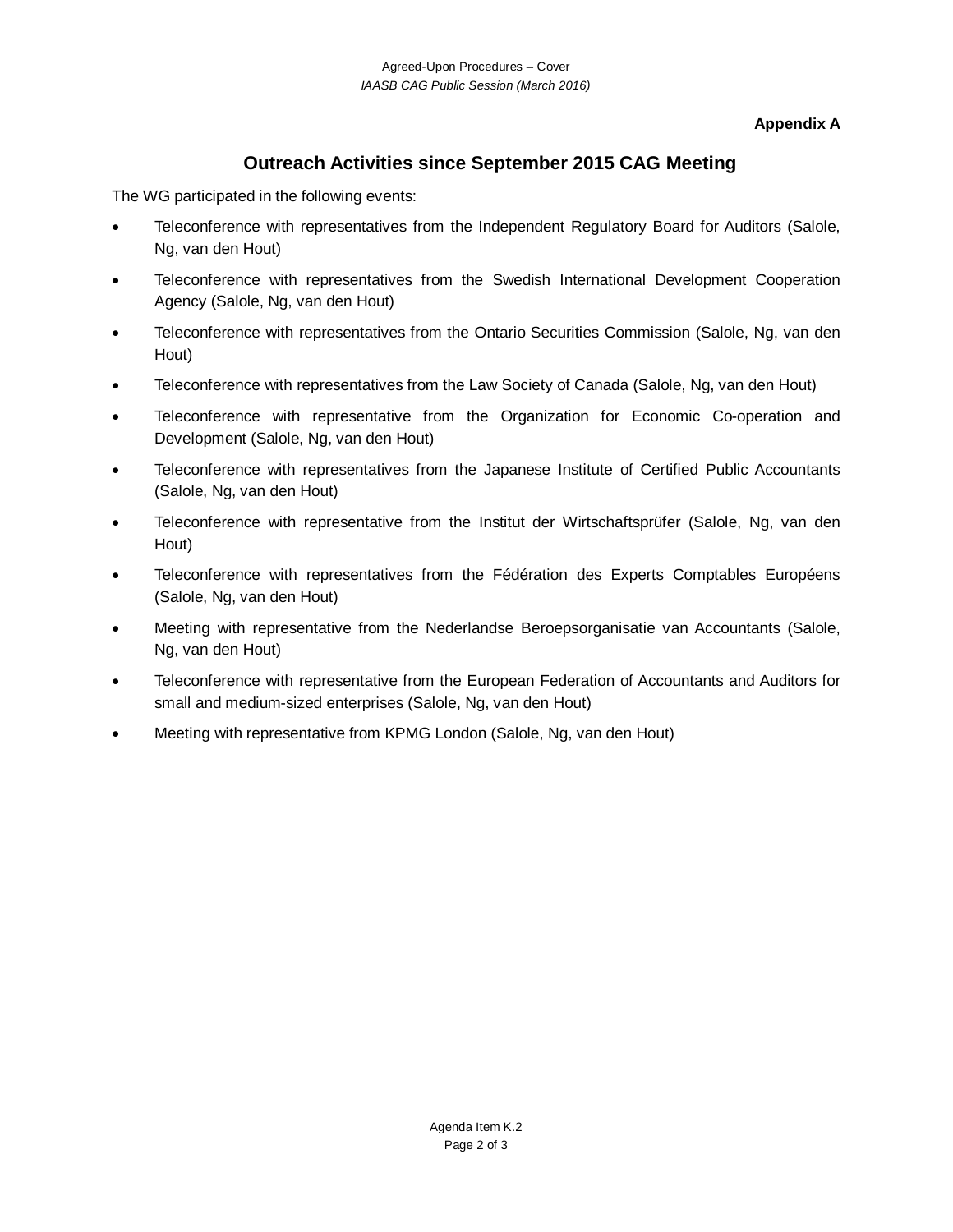**Appendix A**

## Outreach Activities since September 2015 CAG Meeting

The WG participated in the following events:

- Teleconference with representatives from the Independent Regulatory Board for Auditors (Salole, Ng, van den Hout)
- Teleconference with representatives from the Swedish International Development Cooperation Agency (Salole, Ng, van den Hout)
- Teleconference with representatives from the Ontario Securities Commission (Salole, Ng, van den Hout)
- Teleconference with representatives from the Law Society of Canada (Salole, Ng, van den Hout)
- Teleconference with representative from the Organization for Economic Co-operation and Development (Salole, Ng, van den Hout)
- Teleconference with representatives from the Japanese Institute of Certified Public Accountants (Salole, Ng, van den Hout)
- Teleconference with representative from the Institut der Wirtschaftsprüfer (Salole, Ng, van den Hout)
- Teleconference with representatives from the Fédération des Experts Comptables Européens (Salole, Ng, van den Hout)
- Meeting with representative from the Nederlandse Beroepsorganisatie van Accountants (Salole, Ng, van den Hout)
- Teleconference with representative from the European Federation of Accountants and Auditors for small and medium-sized enterprises (Salole, Ng, van den Hout)
- Meeting with representative from KPMG London (Salole, Ng, van den Hout)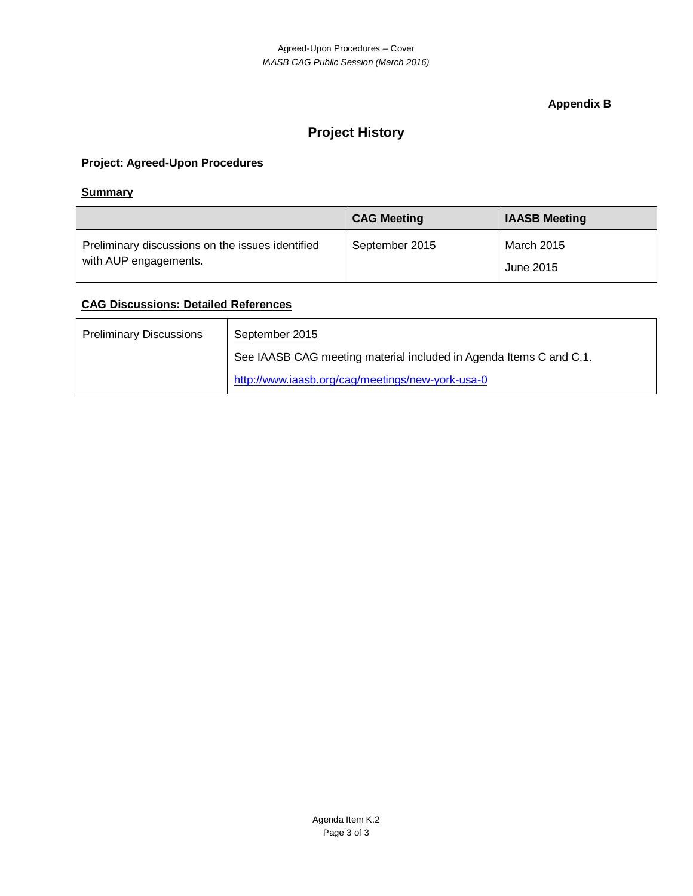**Appendix B**

# Project History

**Project: Agreed-Upon Procedures**

**Summary**

| | CAG Meeting | IAASB Meeting |
|---|---|---|
| Preliminary discussions on the issues identified with AUP engagements. | September 2015 | March 2015<br>June 2015 |

**CAG Discussions: Detailed References**

| | |
|---|---|
| Preliminary Discussions | September 2015<br>See IAASB CAG meeting material included in Agenda Items C and C.1.<br>http://www.iaasb.org/cag/meetings/new-york-usa-0 |